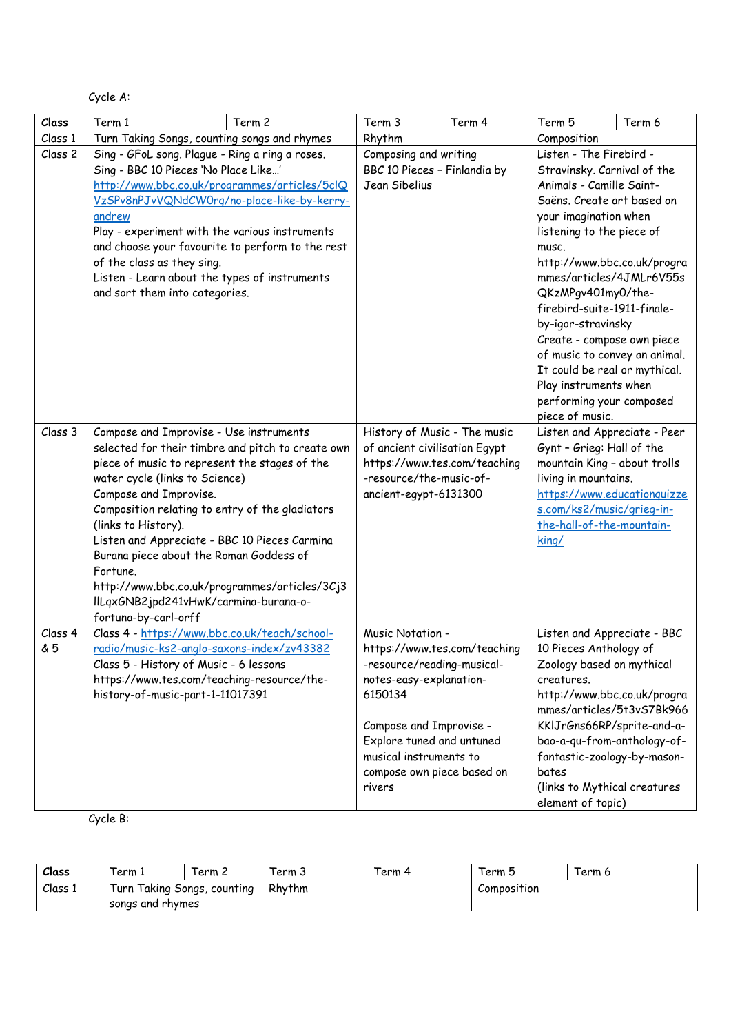Cycle A:

| Class | Term 1 | Term 2 | Term 3 | Term 4 | Term 5 | Term 6 |
|---|---|---|---|---|---|---|
| Class 1 | Turn Taking Songs, counting songs and rhymes | | Rhythm | | Composition | |
| Class 2 | Sing - GFoL song. Plague - Ring a ring a roses. Sing - BBC 10 Pieces 'No Place Like…' http://www.bbc.co.uk/programmes/articles/5clQVzSPv8nPJvVQNdCW0rq/no-place-like-by-kerry-andrew Play - experiment with the various instruments and choose your favourite to perform to the rest of the class as they sing. Listen - Learn about the types of instruments and sort them into categories. | | Composing and writing BBC 10 Pieces – Finlandia by Jean Sibelius | | Listen - The Firebird - Stravinsky. Carnival of the Animals - Camille Saint-Saëns. Create art based on your imagination when listening to the piece of musc. http://www.bbc.co.uk/programmes/articles/4JMLr6V55sQKzMPgv401my0/the-firebird-suite-1911-finale-by-igor-stravinsky Create - compose own piece of music to convey an animal. It could be real or mythical. Play instruments when performing your composed piece of music. | |
| Class 3 | Compose and Improvise - Use instruments selected for their timbre and pitch to create own piece of music to represent the stages of the water cycle (links to Science) Compose and Improvise. Composition relating to entry of the gladiators (links to History). Listen and Appreciate - BBC 10 Pieces Carmina Burana piece about the Roman Goddess of Fortune. http://www.bbc.co.uk/programmes/articles/3Cj3lILqxGNB2jpd241vHwK/carmina-burana-o-fortuna-by-carl-orff | | History of Music - The music of ancient civilisation Egypt https://www.tes.com/teaching-resource/the-music-of-ancient-egypt-6131300 | | Listen and Appreciate - Peer Gynt - Grieg: Hall of the mountain King - about trolls living in mountains. https://www.educationquizzes.com/ks2/music/grieg-in-the-hall-of-the-mountain-king/ | |
| Class 4 & 5 | Class 4 - https://www.bbc.co.uk/teach/school-radio/music-ks2-anglo-saxons-index/zv43382 Class 5 - History of Music - 6 lessons https://www.tes.com/teaching-resource/the-history-of-music-part-1-11017391 | | Music Notation - https://www.tes.com/teaching-resource/reading-musical-notes-easy-explanation-6150134 Compose and Improvise - Explore tuned and untuned musical instruments to compose own piece based on rivers | | Listen and Appreciate - BBC 10 Pieces Anthology of Zoology based on mythical creatures. http://www.bbc.co.uk/programmes/articles/5t3vS7Bk966KKlJrGns66RP/sprite-and-a-bao-a-qu-from-anthology-of-fantastic-zoology-by-mason-bates (links to Mythical creatures element of topic) | |

Cycle B:

| Class | Term 1 | Term 2 | Term 3 | Term 4 | Term 5 | Term 6 |
|---|---|---|---|---|---|---|
| Class 1 | Turn Taking Songs, counting songs and rhymes | | Rhythm | | Composition | |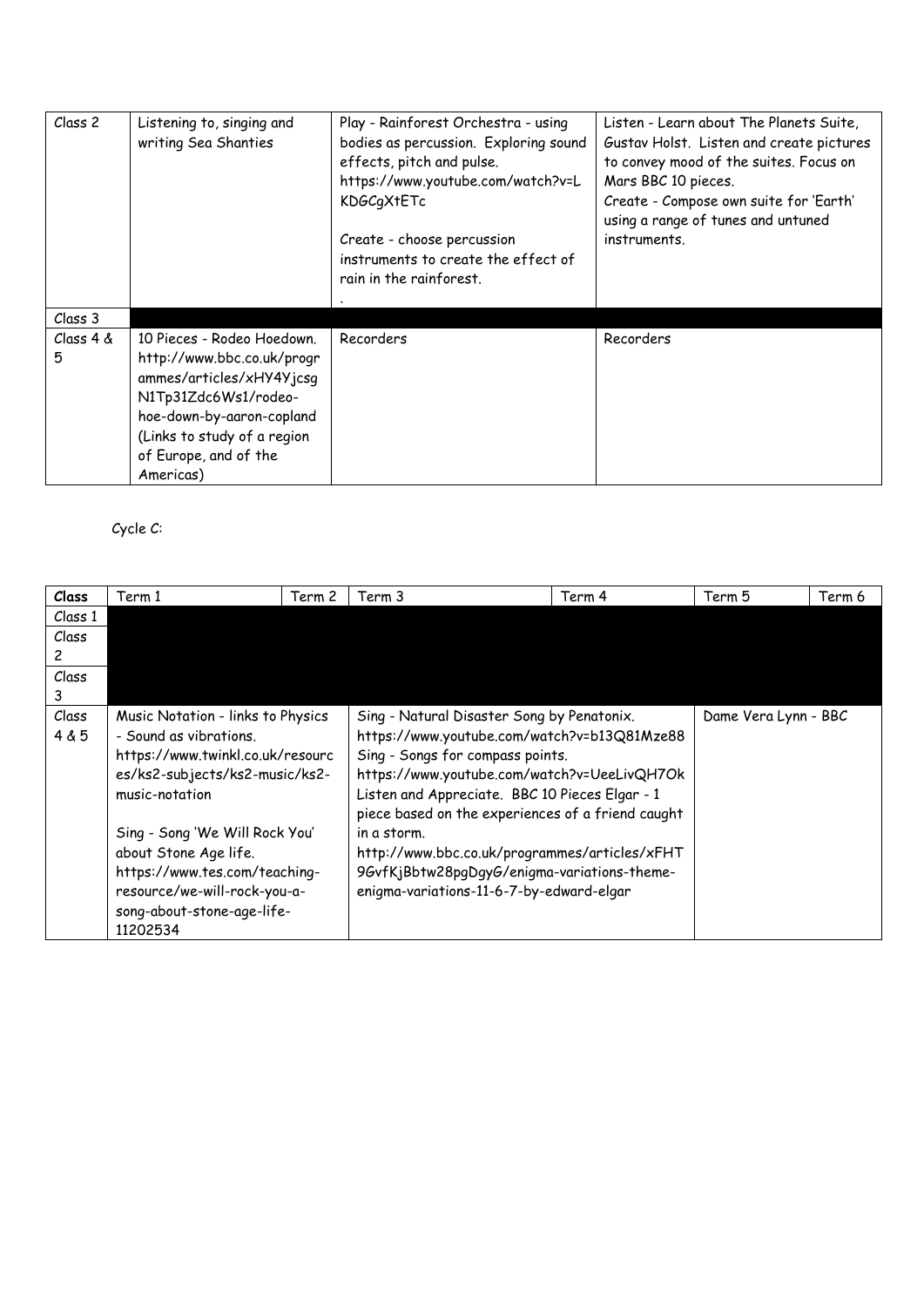| | | | |
|---|---|---|---|
| Class 2 | Listening to, singing and writing Sea Shanties | Play - Rainforest Orchestra - using bodies as percussion. Exploring sound effects, pitch and pulse. https://www.youtube.com/watch?v=LKDGCgXtETc<br><br>Create - choose percussion instruments to create the effect of rain in the rainforest.<br>. | Listen - Learn about The Planets Suite, Gustav Holst. Listen and create pictures to convey mood of the suites. Focus on Mars BBC 10 pieces.<br>Create - Compose own suite for 'Earth' using a range of tunes and untuned instruments. |
| Class 3 | | | |
| Class 4 & 5 | 10 Pieces - Rodeo Hoedown. http://www.bbc.co.uk/programmes/articles/xHY4YjcsgN1Tp31Zdc6Ws1/rodeo-hoe-down-by-aaron-copland (Links to study of a region of Europe, and of the Americas) | Recorders | Recorders |

Cycle C:

| Class | Term 1 | Term 2 | Term 3 | Term 4 | Term 5 | Term 6 |
|---|---|---|---|---|---|---|
| Class 1 | | | | | | |
| Class 2 | | | | | | |
| Class 3 | | | | | | |
| Class 4 & 5 | Music Notation - links to Physics - Sound as vibrations. https://www.twinkl.co.uk/resources/ks2-subjects/ks2-music/ks2-music-notation<br><br>Sing - Song 'We Will Rock You' about Stone Age life. https://www.tes.com/teaching-resource/we-will-rock-you-a-song-about-stone-age-life-11202534 | | Sing - Natural Disaster Song by Penatonix. https://www.youtube.com/watch?v=b13Q81Mze88<br>Sing - Songs for compass points. https://www.youtube.com/watch?v=UeeLivQH7Ok<br>Listen and Appreciate. BBC 10 Pieces Elgar - 1 piece based on the experiences of a friend caught in a storm. http://www.bbc.co.uk/programmes/articles/xFHT9GvfKjBbtw28pgDgyG/enigma-variations-theme-enigma-variations-11-6-7-by-edward-elgar | | Dame Vera Lynn - BBC | |